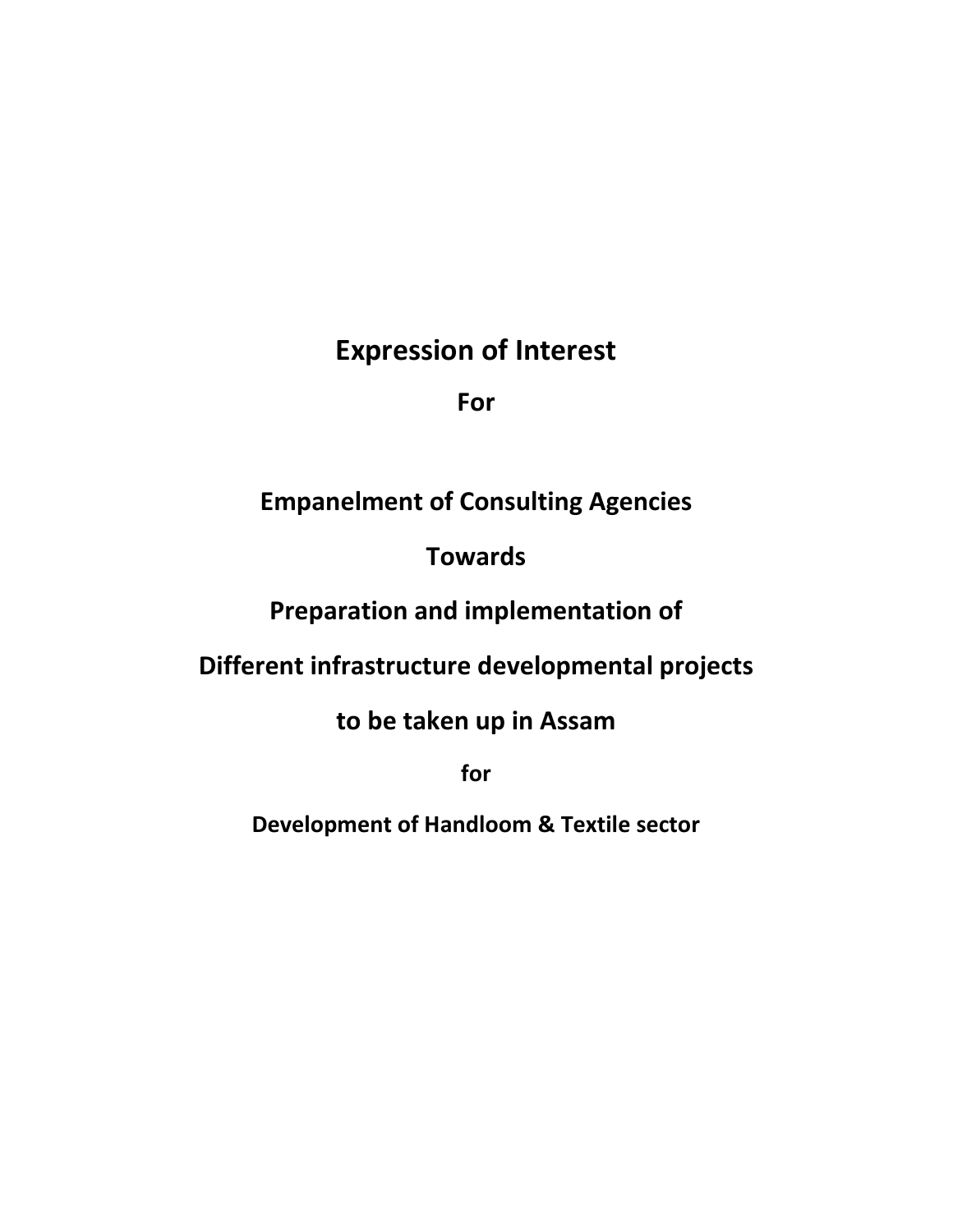# Expression of Interest

**For**

## Empanelment of Consulting Agencies

## Towards

## Preparation and implementation of

## Different infrastructure developmental projects

## to be taken up in Assam

**for**

**Development of Handloom & Textile sector**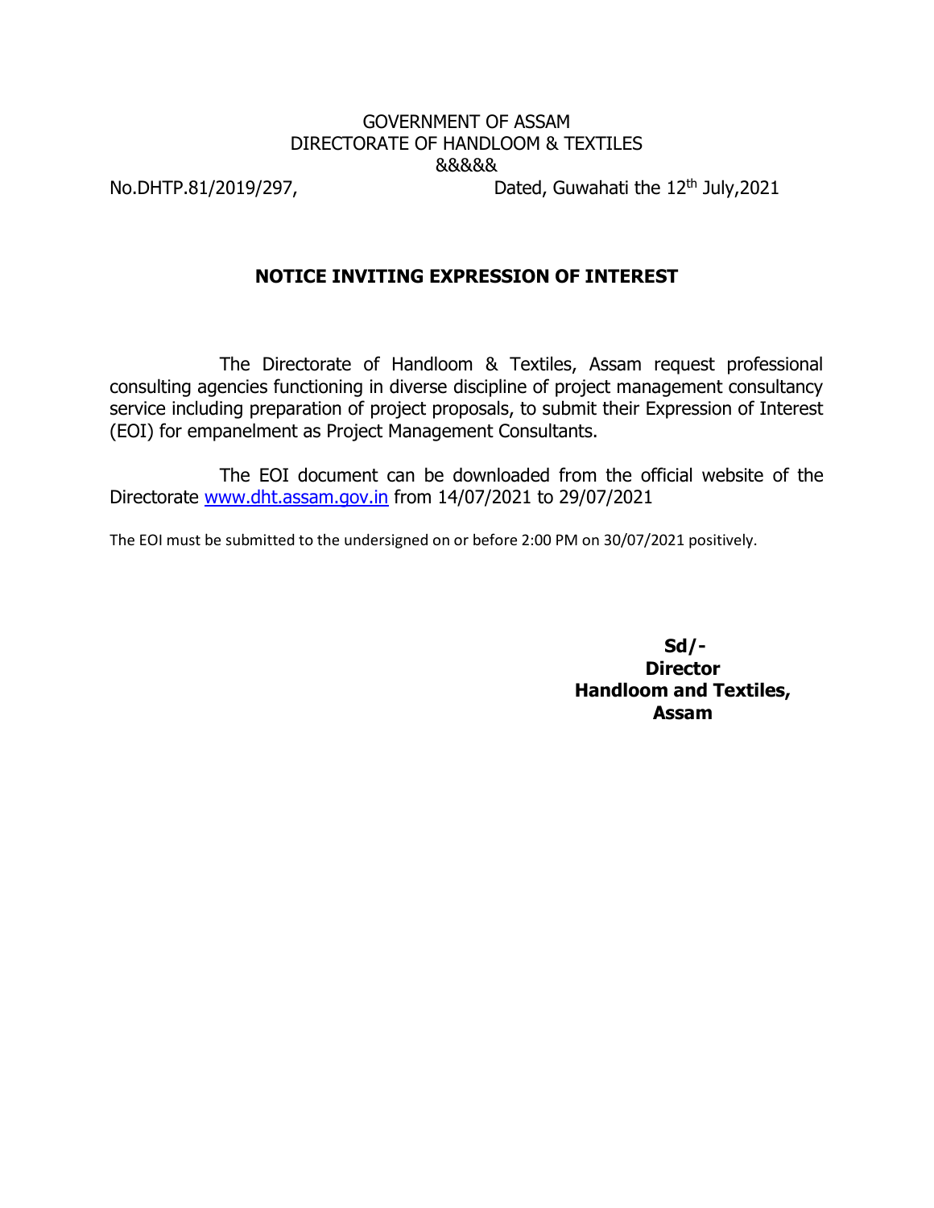GOVERNMENT OF ASSAM
DIRECTORATE OF HANDLOOM & TEXTILES
&&&&&

No.DHTP.81/2019/297, Dated, Guwahati the 12th July,2021

## NOTICE INVITING EXPRESSION OF INTEREST

The Directorate of Handloom & Textiles, Assam request professional consulting agencies functioning in diverse discipline of project management consultancy service including preparation of project proposals, to submit their Expression of Interest (EOI) for empanelment as Project Management Consultants.

The EOI document can be downloaded from the official website of the Directorate www.dht.assam.gov.in from 14/07/2021 to 29/07/2021

The EOI must be submitted to the undersigned on or before 2:00 PM on 30/07/2021 positively.

**Sd/-**
**Director**
**Handloom and Textiles,**
**Assam**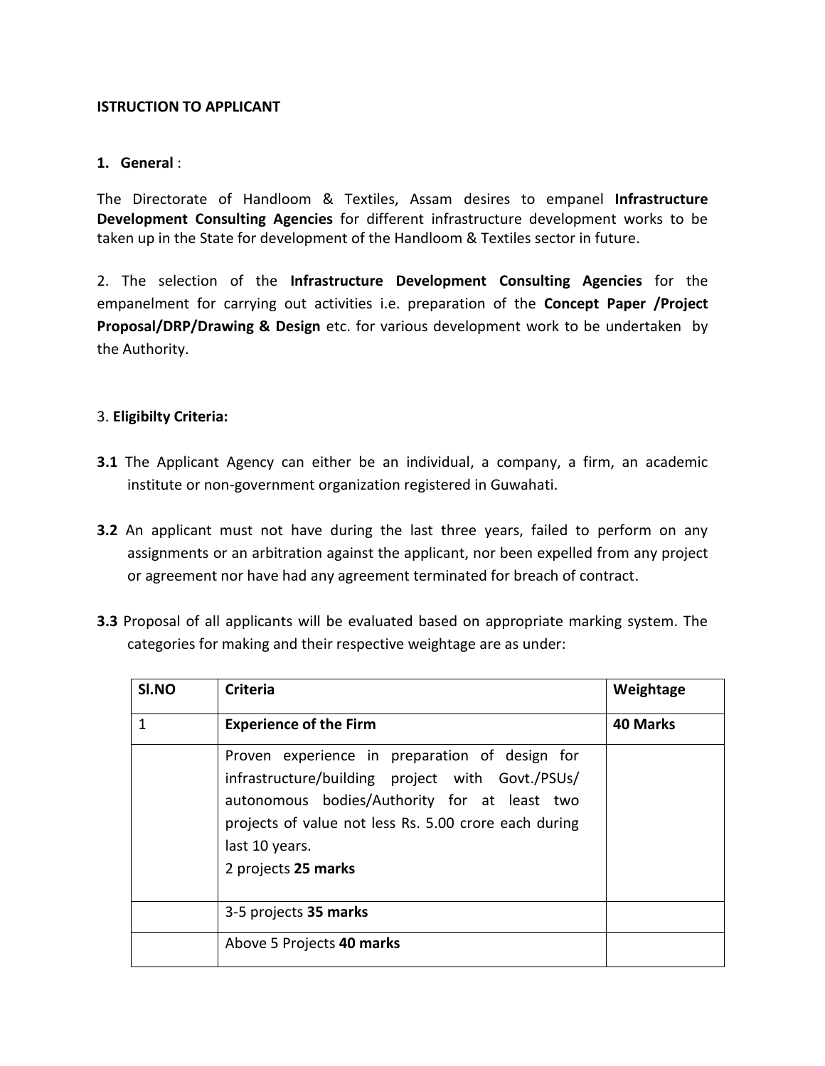**ISTRUCTION TO APPLICANT**

**1. General** :

The Directorate of Handloom & Textiles, Assam desires to empanel **Infrastructure Development Consulting Agencies** for different infrastructure development works to be taken up in the State for development of the Handloom & Textiles sector in future.

2. The selection of the **Infrastructure Development Consulting Agencies** for the empanelment for carrying out activities i.e. preparation of the **Concept Paper /Project Proposal/DRP/Drawing & Design** etc. for various development work to be undertaken by the Authority.

3. **Eligibilty Criteria:**

**3.1** The Applicant Agency can either be an individual, a company, a firm, an academic institute or non-government organization registered in Guwahati.

**3.2** An applicant must not have during the last three years, failed to perform on any assignments or an arbitration against the applicant, nor been expelled from any project or agreement nor have had any agreement terminated for breach of contract.

**3.3** Proposal of all applicants will be evaluated based on appropriate marking system. The categories for making and their respective weightage are as under:

| Sl.NO | Criteria | Weightage |
| --- | --- | --- |
| 1 | **Experience of the Firm** | **40 Marks** |
| | Proven experience in preparation of design for infrastructure/building project with Govt./PSUs/ autonomous bodies/Authority for at least two projects of value not less Rs. 5.00 crore each during last 10 years.<br>2 projects **25 marks** | |
| | 3-5 projects **35 marks** | |
| | Above 5 Projects **40 marks** | |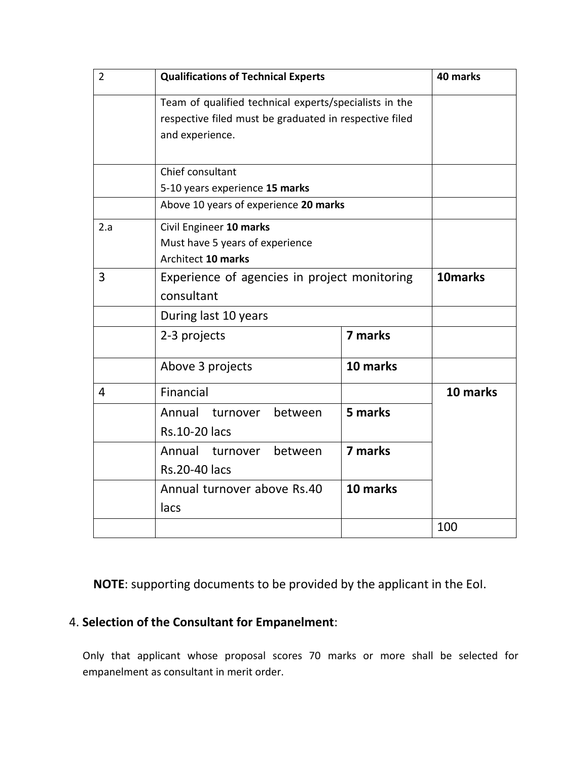| 2 | **Qualifications of Technical Experts** | | **40 marks** |
|---|---|---|---|
| | Team of qualified technical experts/specialists in the respective filed must be graduated in respective filed and experience. | | |
| | Chief consultant<br>5-10 years experience **15 marks** | | |
| | Above 10 years of experience **20 marks** | | |
| 2.a | Civil Engineer **10 marks**<br>Must have 5 years of experience<br>Architect **10 marks** | | |
| 3 | Experience of agencies in project monitoring consultant | | **10marks** |
| | During last 10 years | | |
| | 2-3 projects | **7 marks** | |
| | Above 3 projects | **10 marks** | |
| 4 | Financial | | **10 marks** |
| | Annual turnover between Rs.10-20 lacs | **5 marks** | |
| | Annual turnover between Rs.20-40 lacs | **7 marks** | |
| | Annual turnover above Rs.40 lacs | **10 marks** | |
| | | | 100 |

**NOTE**: supporting documents to be provided by the applicant in the EoI.

4. **Selection of the Consultant for Empanelment**:

Only that applicant whose proposal scores 70 marks or more shall be selected for empanelment as consultant in merit order.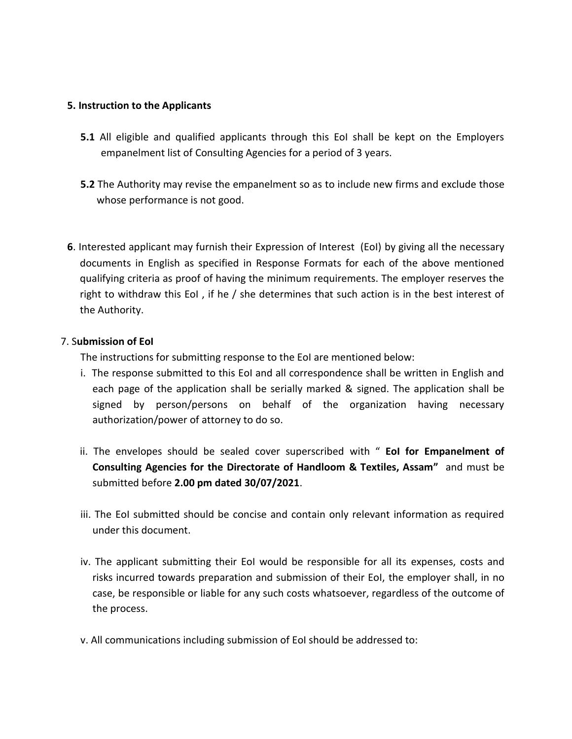**5. Instruction to the Applicants**

**5.1** All eligible and qualified applicants through this EoI shall be kept on the Employers empanelment list of Consulting Agencies for a period of 3 years.

**5.2** The Authority may revise the empanelment so as to include new firms and exclude those whose performance is not good.

**6**. Interested applicant may furnish their Expression of Interest (EoI) by giving all the necessary documents in English as specified in Response Formats for each of the above mentioned qualifying criteria as proof of having the minimum requirements. The employer reserves the right to withdraw this EoI , if he / she determines that such action is in the best interest of the Authority.

7. S**ubmission of EoI**

The instructions for submitting response to the EoI are mentioned below:

i. The response submitted to this EoI and all correspondence shall be written in English and each page of the application shall be serially marked & signed. The application shall be signed by person/persons on behalf of the organization having necessary authorization/power of attorney to do so.

ii. The envelopes should be sealed cover superscribed with " **EoI for Empanelment of Consulting Agencies for the Directorate of Handloom & Textiles, Assam"** and must be submitted before **2.00 pm dated 30/07/2021**.

iii. The EoI submitted should be concise and contain only relevant information as required under this document.

iv. The applicant submitting their EoI would be responsible for all its expenses, costs and risks incurred towards preparation and submission of their EoI, the employer shall, in no case, be responsible or liable for any such costs whatsoever, regardless of the outcome of the process.

v. All communications including submission of EoI should be addressed to: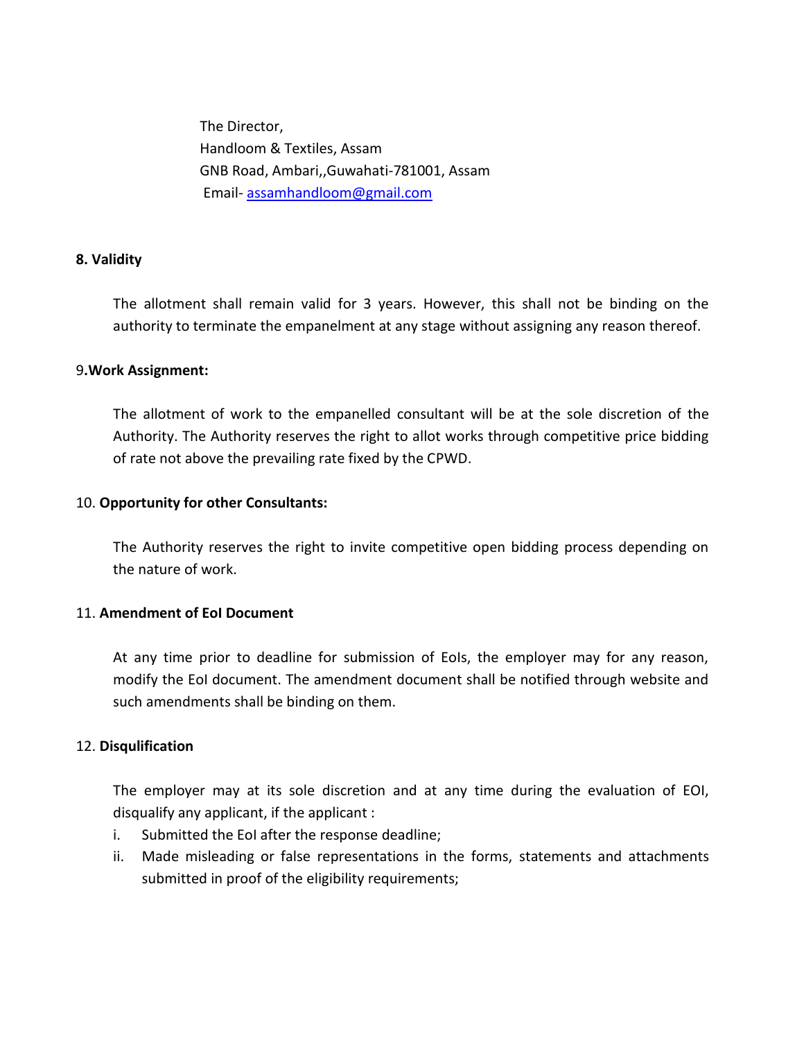The Director,
Handloom & Textiles, Assam
GNB Road, Ambari,,Guwahati-781001, Assam
Email- assamhandloom@gmail.com

**8. Validity**

The allotment shall remain valid for 3 years. However, this shall not be binding on the authority to terminate the empanelment at any stage without assigning any reason thereof.

9**.Work Assignment:**

The allotment of work to the empanelled consultant will be at the sole discretion of the Authority. The Authority reserves the right to allot works through competitive price bidding of rate not above the prevailing rate fixed by the CPWD.

10. **Opportunity for other Consultants:**

The Authority reserves the right to invite competitive open bidding process depending on the nature of work.

11. **Amendment of EoI Document**

At any time prior to deadline for submission of EoIs, the employer may for any reason, modify the EoI document. The amendment document shall be notified through website and such amendments shall be binding on them.

12. **Disqulification**

The employer may at its sole discretion and at any time during the evaluation of EOI, disqualify any applicant, if the applicant :

i. Submitted the EoI after the response deadline;
ii. Made misleading or false representations in the forms, statements and attachments submitted in proof of the eligibility requirements;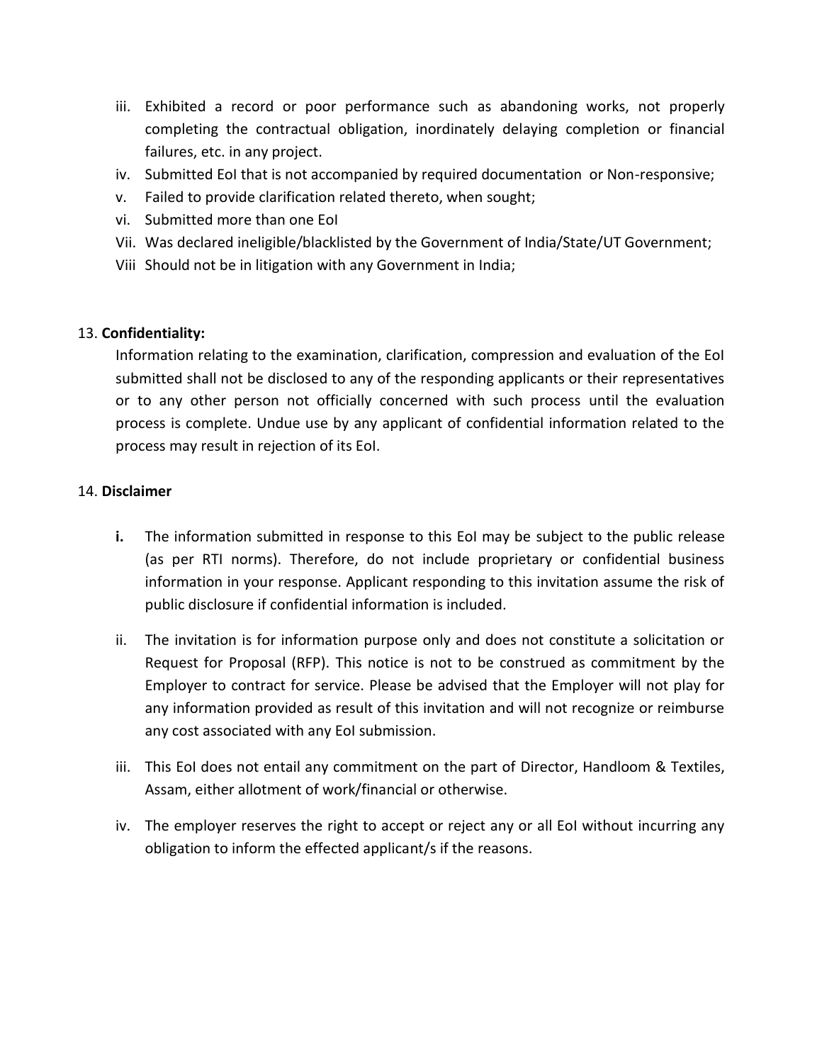iii. Exhibited a record or poor performance such as abandoning works, not properly completing the contractual obligation, inordinately delaying completion or financial failures, etc. in any project.

iv. Submitted EoI that is not accompanied by required documentation or Non-responsive;

v. Failed to provide clarification related thereto, when sought;

vi. Submitted more than one EoI

Vii. Was declared ineligible/blacklisted by the Government of India/State/UT Government;

Viii Should not be in litigation with any Government in India;

13. **Confidentiality:**

Information relating to the examination, clarification, compression and evaluation of the EoI submitted shall not be disclosed to any of the responding applicants or their representatives or to any other person not officially concerned with such process until the evaluation process is complete. Undue use by any applicant of confidential information related to the process may result in rejection of its EoI.

14. **Disclaimer**

**i.** The information submitted in response to this EoI may be subject to the public release (as per RTI norms). Therefore, do not include proprietary or confidential business information in your response. Applicant responding to this invitation assume the risk of public disclosure if confidential information is included.

ii. The invitation is for information purpose only and does not constitute a solicitation or Request for Proposal (RFP). This notice is not to be construed as commitment by the Employer to contract for service. Please be advised that the Employer will not play for any information provided as result of this invitation and will not recognize or reimburse any cost associated with any EoI submission.

iii. This EoI does not entail any commitment on the part of Director, Handloom & Textiles, Assam, either allotment of work/financial or otherwise.

iv. The employer reserves the right to accept or reject any or all EoI without incurring any obligation to inform the effected applicant/s if the reasons.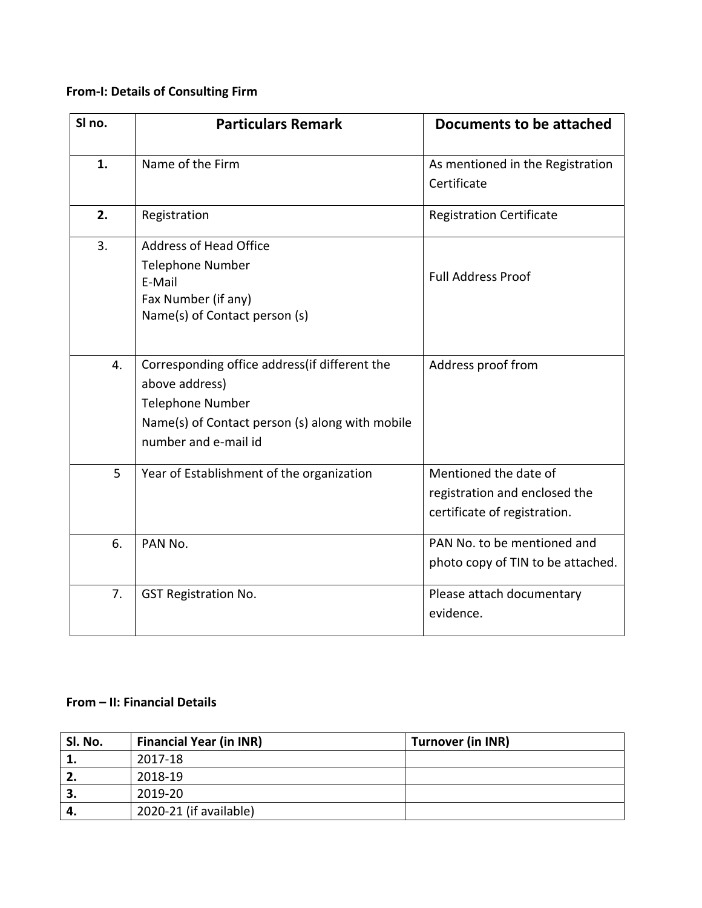**From-I: Details of Consulting Firm**

| Sl no. | Particulars Remark | Documents to be attached |
|---|---|---|
| **1.** | Name of the Firm | As mentioned in the Registration Certificate |
| **2.** | Registration | Registration Certificate |
| 3. | Address of Head Office<br>Telephone Number<br>E-Mail<br>Fax Number (if any)<br>Name(s) of Contact person (s) | Full Address Proof |
| 4. | Corresponding office address(if different the above address)<br>Telephone Number<br>Name(s) of Contact person (s) along with mobile number and e-mail id | Address proof from |
| 5 | Year of Establishment of the organization | Mentioned the date of registration and enclosed the certificate of registration. |
| 6. | PAN No. | PAN No. to be mentioned and photo copy of TIN to be attached. |
| 7. | GST Registration No. | Please attach documentary evidence. |

**From – II: Financial Details**

| Sl. No. | Financial Year (in INR) | Turnover (in INR) |
|---|---|---|
| **1.** | 2017-18 | |
| **2.** | 2018-19 | |
| **3.** | 2019-20 | |
| **4.** | 2020-21 (if available) | |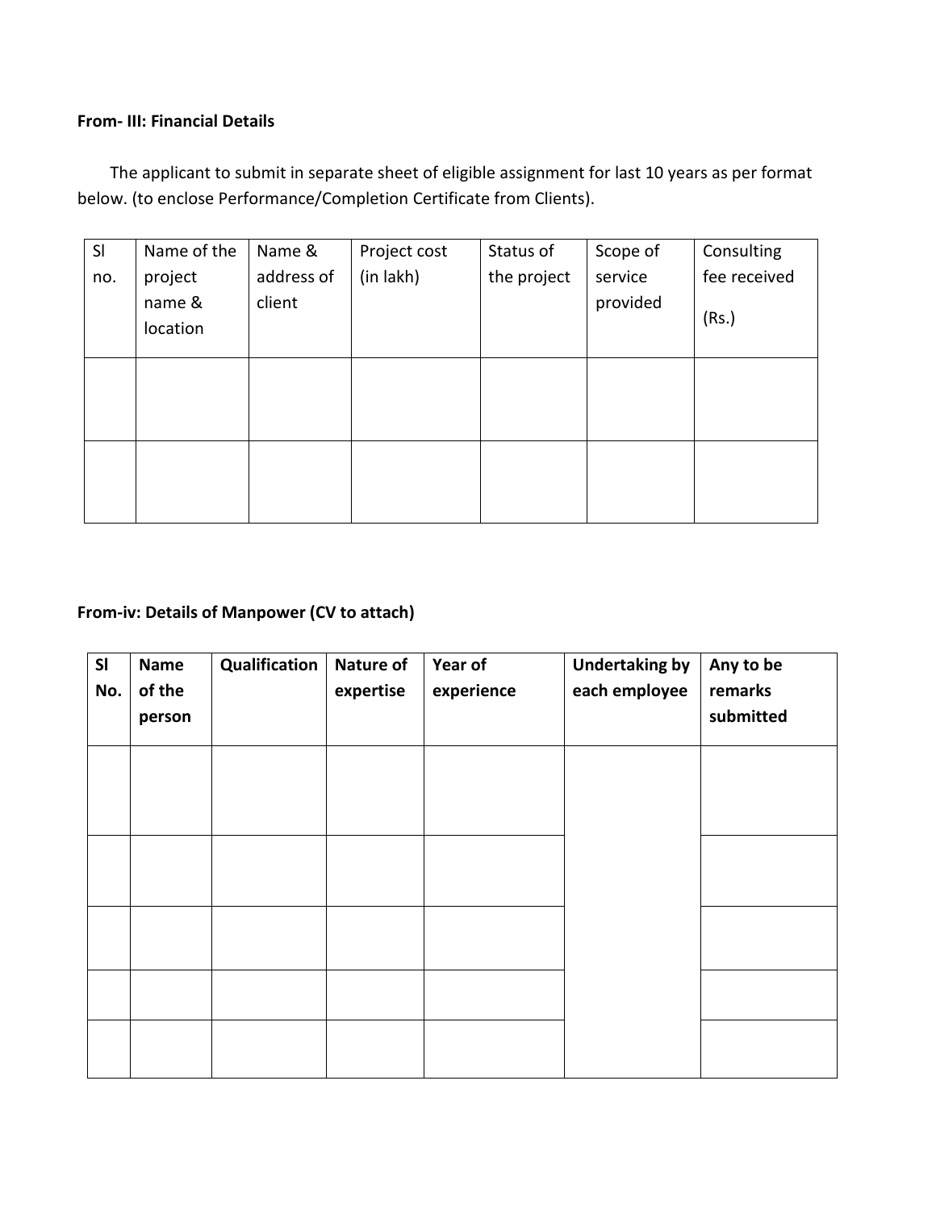**From- III: Financial Details**

The applicant to submit in separate sheet of eligible assignment for last 10 years as per format below. (to enclose Performance/Completion Certificate from Clients).

| Sl no. | Name of the project name & location | Name & address of client | Project cost (in lakh) | Status of the project | Scope of service provided | Consulting fee received (Rs.) |
|---|---|---|---|---|---|---|
| | | | | | | |
| | | | | | | |

**From-iv: Details of Manpower (CV to attach)**

| **Sl No.** | **Name of the person** | **Qualification** | **Nature of expertise** | **Year of experience** | **Undertaking by each employee** | **Any to be remarks submitted** |
|---|---|---|---|---|---|---|
| | | | | | | |
| | | | | | | |
| | | | | | | |
| | | | | | | |
| | | | | | | |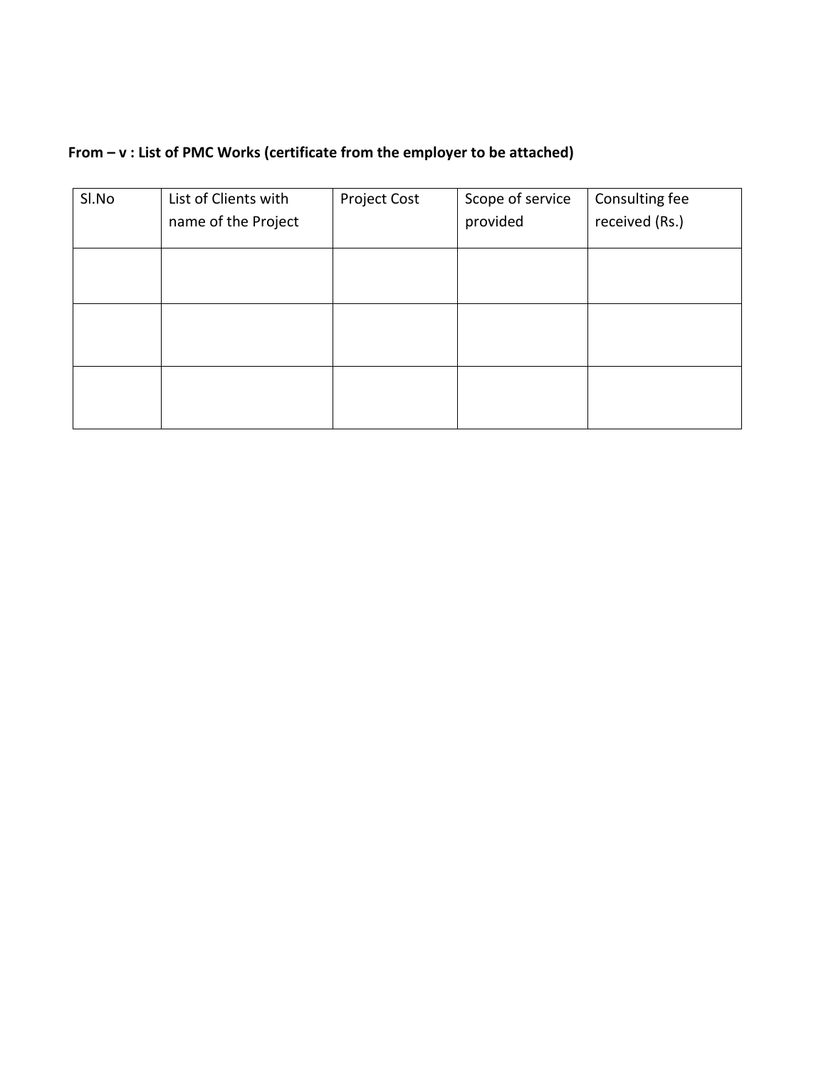**From – v : List of PMC Works (certificate from the employer to be attached)**

| Sl.No | List of Clients with name of the Project | Project Cost | Scope of service provided | Consulting fee received (Rs.) |
|---|---|---|---|---|
| | | | | |
| | | | | |
| | | | | |